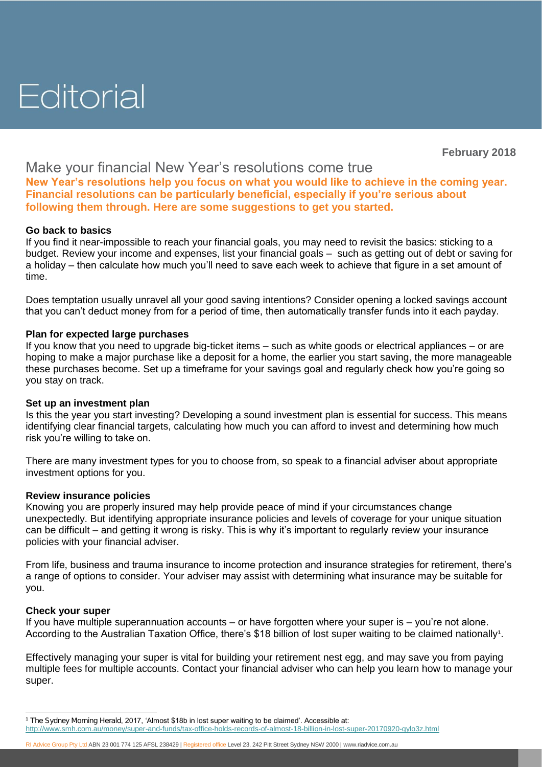# Editorial

**February 2018**

## Make your financial New Year's resolutions come true

**New Year's resolutions help you focus on what you would like to achieve in the coming year. Financial resolutions can be particularly beneficial, especially if you're serious about following them through. Here are some suggestions to get you started.**

### Go back to basics

If you find it near-impossible to reach your financial goals, you may need to revisit the basics: sticking to a budget. Review your income and expenses, list your financial goals – such as getting out of debt or saving for a holiday – then calculate how much you'll need to save each week to achieve that figure in a set amount of time.

Does temptation usually unravel all your good saving intentions? Consider opening a locked savings account that you can't deduct money from for a period of time, then automatically transfer funds into it each payday.

### Plan for expected large purchases

If you know that you need to upgrade big-ticket items – such as white goods or electrical appliances – or are hoping to make a major purchase like a deposit for a home, the earlier you start saving, the more manageable these purchases become. Set up a timeframe for your savings goal and regularly check how you're going so you stay on track.

### Set up an investment plan

Is this the year you start investing? Developing a sound investment plan is essential for success. This means identifying clear financial targets, calculating how much you can afford to invest and determining how much risk you're willing to take on.

There are many investment types for you to choose from, so speak to a financial adviser about appropriate investment options for you.

### Review insurance policies

Knowing you are properly insured may help provide peace of mind if your circumstances change unexpectedly. But identifying appropriate insurance policies and levels of coverage for your unique situation can be difficult – and getting it wrong is risky. This is why it's important to regularly review your insurance policies with your financial adviser.

From life, business and trauma insurance to income protection and insurance strategies for retirement, there's a range of options to consider. Your adviser may assist with determining what insurance may be suitable for you.

### Check your super

If you have multiple superannuation accounts – or have forgotten where your super is – you're not alone. According to the Australian Taxation Office, there's $18 billion of lost super waiting to be claimed nationally[1].

Effectively managing your super is vital for building your retirement nest egg, and may save you from paying multiple fees for multiple accounts. Contact your financial adviser who can help you learn how to manage your super.

---

[1] The Sydney Morning Herald, 2017, 'Almost $18b in lost super waiting to be claimed'. Accessible at: http://www.smh.com.au/money/super-and-funds/tax-office-holds-records-of-almost-18-billion-in-lost-super-20170920-gylo3z.html

RI Advice Group Pty Ltd ABN 23 001 774 125 AFSL 238429 | Registered office Level 23, 242 Pitt Street Sydney NSW 2000 | www.riadvice.com.au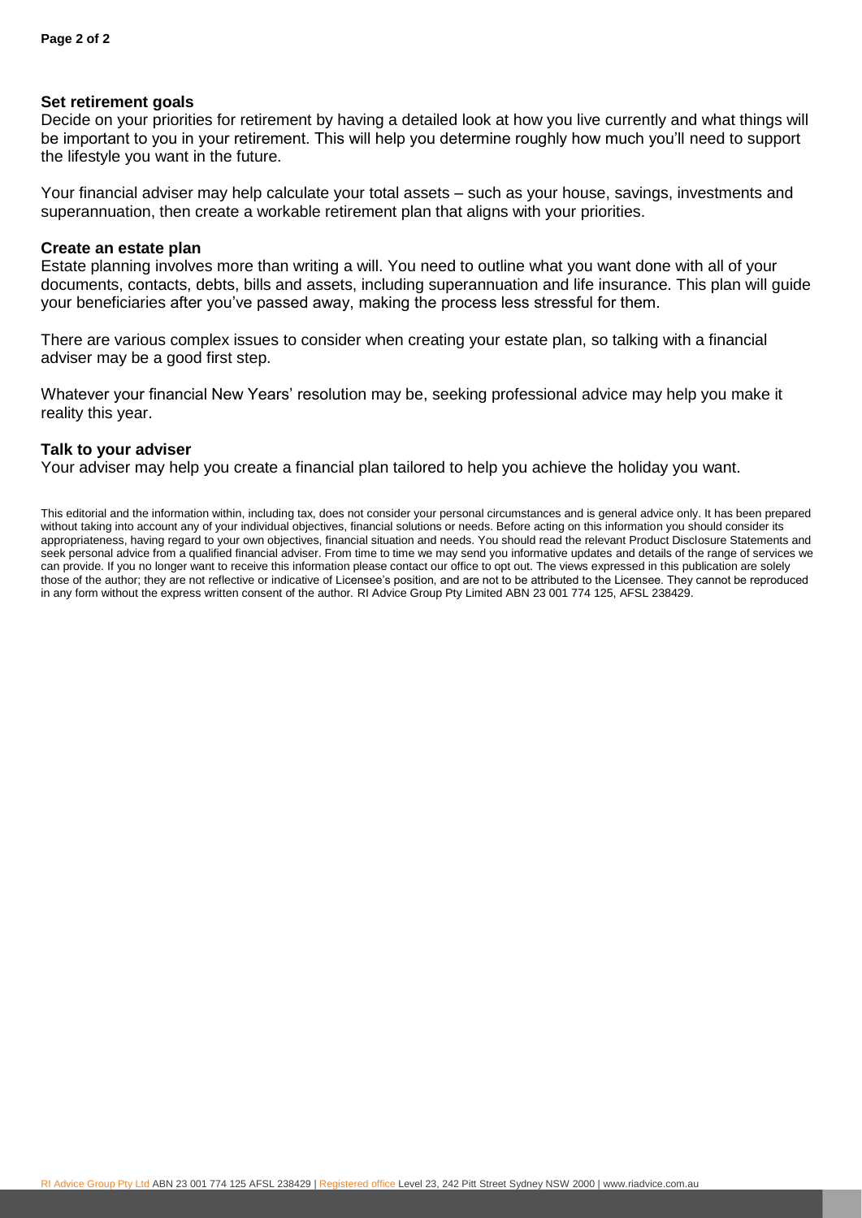### Set retirement goals

Decide on your priorities for retirement by having a detailed look at how you live currently and what things will be important to you in your retirement. This will help you determine roughly how much you'll need to support the lifestyle you want in the future.

Your financial adviser may help calculate your total assets – such as your house, savings, investments and superannuation, then create a workable retirement plan that aligns with your priorities.

### Create an estate plan

Estate planning involves more than writing a will. You need to outline what you want done with all of your documents, contacts, debts, bills and assets, including superannuation and life insurance. This plan will guide your beneficiaries after you've passed away, making the process less stressful for them.

There are various complex issues to consider when creating your estate plan, so talking with a financial adviser may be a good first step.

Whatever your financial New Years' resolution may be, seeking professional advice may help you make it reality this year.

### Talk to your adviser

Your adviser may help you create a financial plan tailored to help you achieve the holiday you want.

This editorial and the information within, including tax, does not consider your personal circumstances and is general advice only. It has been prepared without taking into account any of your individual objectives, financial solutions or needs. Before acting on this information you should consider its appropriateness, having regard to your own objectives, financial situation and needs. You should read the relevant Product Disclosure Statements and seek personal advice from a qualified financial adviser. From time to time we may send you informative updates and details of the range of services we can provide. If you no longer want to receive this information please contact our office to opt out. The views expressed in this publication are solely those of the author; they are not reflective or indicative of Licensee's position, and are not to be attributed to the Licensee. They cannot be reproduced in any form without the express written consent of the author. RI Advice Group Pty Limited ABN 23 001 774 125, AFSL 238429.

RI Advice Group Pty Ltd ABN 23 001 774 125 AFSL 238429 | Registered office Level 23, 242 Pitt Street Sydney NSW 2000 | www.riadvice.com.au